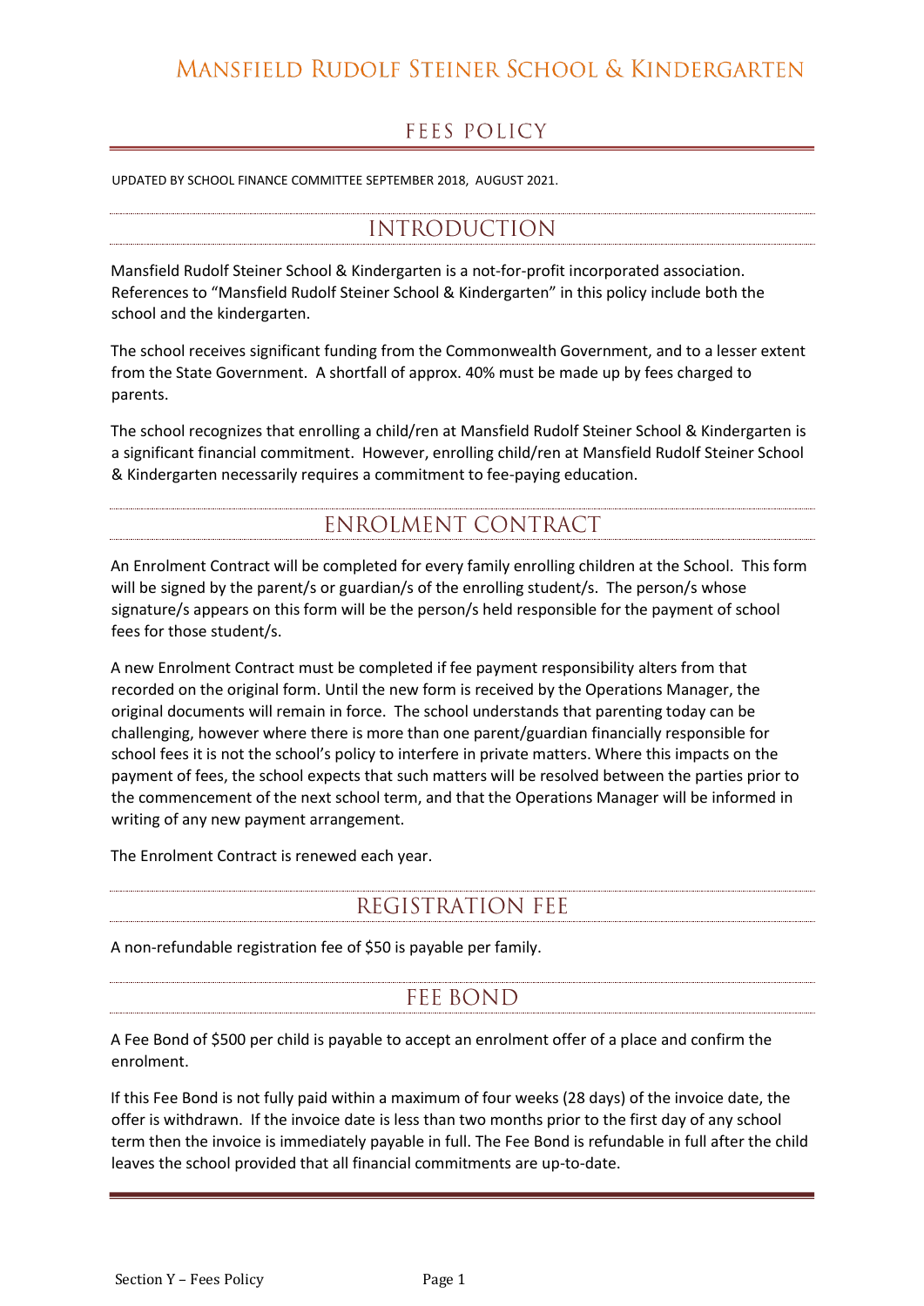# Mansfield Rudolf Steiner School & Kindergarten

## FEES POLICY

UPDATED BY SCHOOL FINANCE COMMITTEE SEPTEMBER 2018, AUGUST 2021.

## INTRODUCTION

Mansfield Rudolf Steiner School & Kindergarten is a not-for-profit incorporated association. References to "Mansfield Rudolf Steiner School & Kindergarten" in this policy include both the school and the kindergarten.

The school receives significant funding from the Commonwealth Government, and to a lesser extent from the State Government. A shortfall of approx. 40% must be made up by fees charged to parents.

The school recognizes that enrolling a child/ren at Mansfield Rudolf Steiner School & Kindergarten is a significant financial commitment. However, enrolling child/ren at Mansfield Rudolf Steiner School & Kindergarten necessarily requires a commitment to fee-paying education.

## ENROLMENT CONTRACT

An Enrolment Contract will be completed for every family enrolling children at the School. This form will be signed by the parent/s or guardian/s of the enrolling student/s. The person/s whose signature/s appears on this form will be the person/s held responsible for the payment of school fees for those student/s.

A new Enrolment Contract must be completed if fee payment responsibility alters from that recorded on the original form. Until the new form is received by the Operations Manager, the original documents will remain in force. The school understands that parenting today can be challenging, however where there is more than one parent/guardian financially responsible for school fees it is not the school's policy to interfere in private matters. Where this impacts on the payment of fees, the school expects that such matters will be resolved between the parties prior to the commencement of the next school term, and that the Operations Manager will be informed in writing of any new payment arrangement.

The Enrolment Contract is renewed each year.

## REGISTRATION FEE

A non-refundable registration fee of $50 is payable per family.

## FEE BOND

A Fee Bond of $500 per child is payable to accept an enrolment offer of a place and confirm the enrolment.

If this Fee Bond is not fully paid within a maximum of four weeks (28 days) of the invoice date, the offer is withdrawn. If the invoice date is less than two months prior to the first day of any school term then the invoice is immediately payable in full. The Fee Bond is refundable in full after the child leaves the school provided that all financial commitments are up-to-date.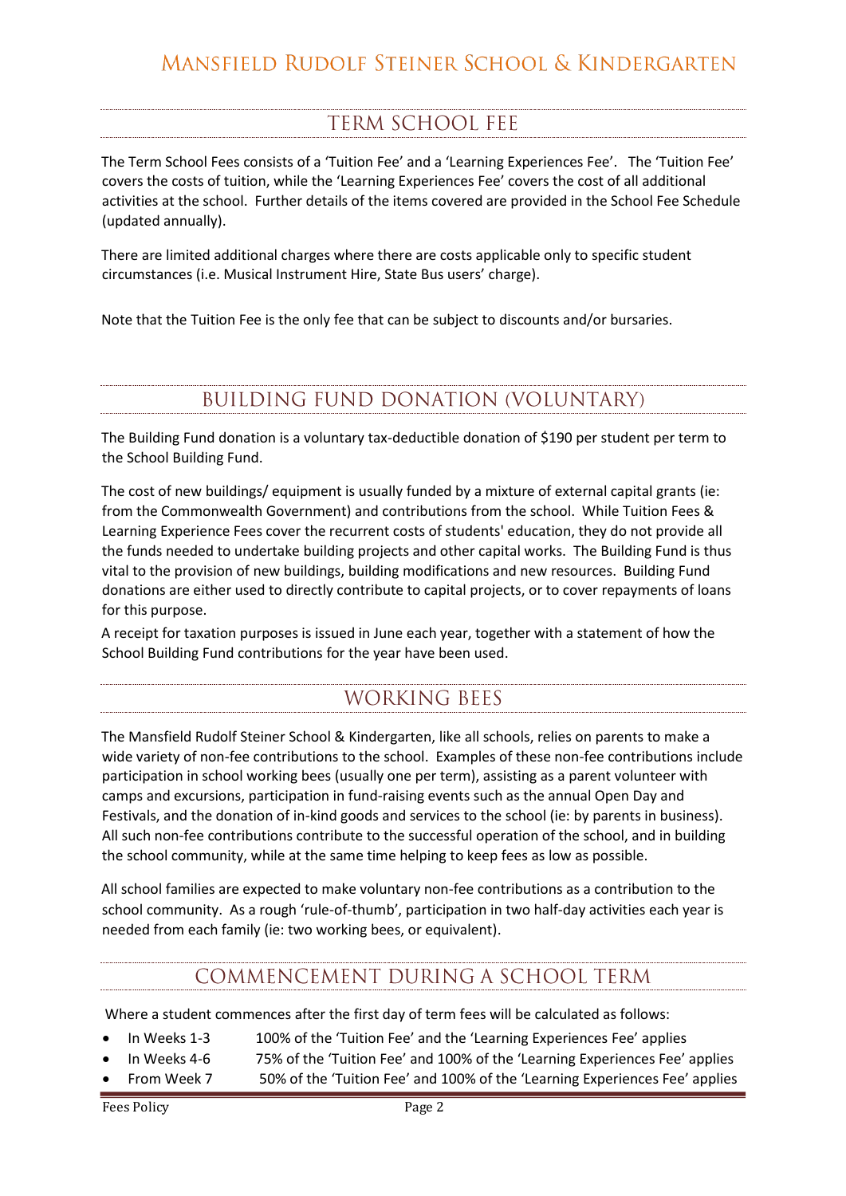## TERM SCHOOL FEE

The Term School Fees consists of a 'Tuition Fee' and a 'Learning Experiences Fee'. The 'Tuition Fee' covers the costs of tuition, while the 'Learning Experiences Fee' covers the cost of all additional activities at the school. Further details of the items covered are provided in the School Fee Schedule (updated annually).

There are limited additional charges where there are costs applicable only to specific student circumstances (i.e. Musical Instrument Hire, State Bus users' charge).

Note that the Tuition Fee is the only fee that can be subject to discounts and/or bursaries.

## BUILDING FUND DONATION (VOLUNTARY)

The Building Fund donation is a voluntary tax-deductible donation of $190 per student per term to the School Building Fund.

The cost of new buildings/ equipment is usually funded by a mixture of external capital grants (ie: from the Commonwealth Government) and contributions from the school. While Tuition Fees & Learning Experience Fees cover the recurrent costs of students' education, they do not provide all the funds needed to undertake building projects and other capital works. The Building Fund is thus vital to the provision of new buildings, building modifications and new resources. Building Fund donations are either used to directly contribute to capital projects, or to cover repayments of loans for this purpose.

A receipt for taxation purposes is issued in June each year, together with a statement of how the School Building Fund contributions for the year have been used.

## WORKING BEES

The Mansfield Rudolf Steiner School & Kindergarten, like all schools, relies on parents to make a wide variety of non-fee contributions to the school. Examples of these non-fee contributions include participation in school working bees (usually one per term), assisting as a parent volunteer with camps and excursions, participation in fund-raising events such as the annual Open Day and Festivals, and the donation of in-kind goods and services to the school (ie: by parents in business). All such non-fee contributions contribute to the successful operation of the school, and in building the school community, while at the same time helping to keep fees as low as possible.

All school families are expected to make voluntary non-fee contributions as a contribution to the school community. As a rough 'rule-of-thumb', participation in two half-day activities each year is needed from each family (ie: two working bees, or equivalent).

## COMMENCEMENT DURING A SCHOOL TERM

Where a student commences after the first day of term fees will be calculated as follows:

- In Weeks 1-3 100% of the 'Tuition Fee' and the 'Learning Experiences Fee' applies
- In Weeks 4-6 75% of the 'Tuition Fee' and 100% of the 'Learning Experiences Fee' applies
- From Week 7 50% of the 'Tuition Fee' and 100% of the 'Learning Experiences Fee' applies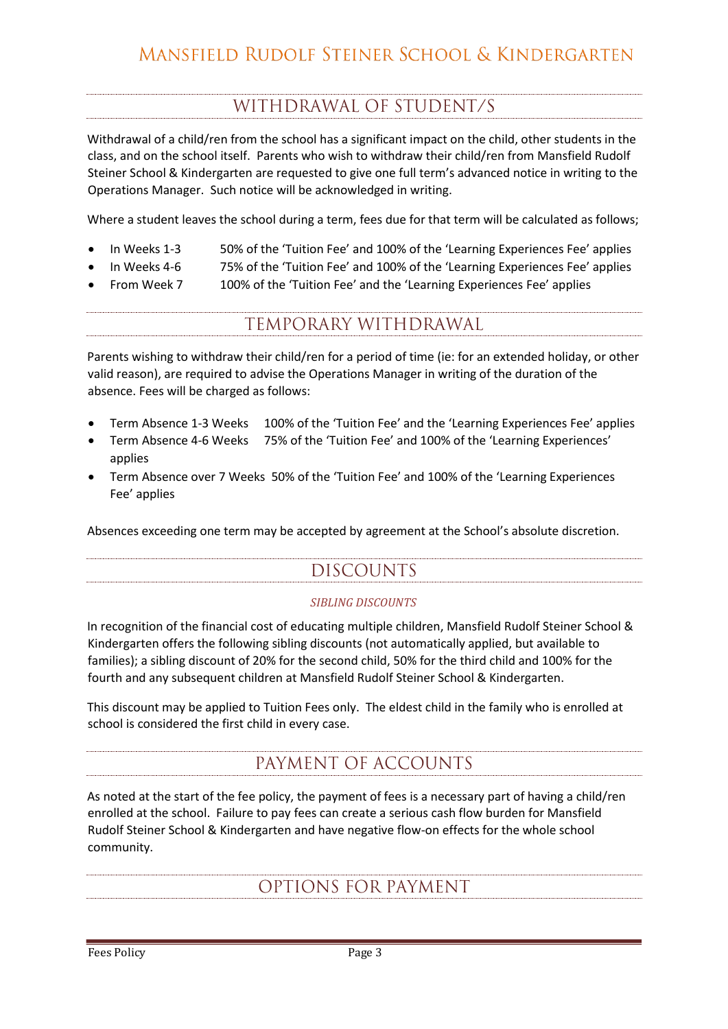## WITHDRAWAL OF STUDENT/S

Withdrawal of a child/ren from the school has a significant impact on the child, other students in the class, and on the school itself. Parents who wish to withdraw their child/ren from Mansfield Rudolf Steiner School & Kindergarten are requested to give one full term's advanced notice in writing to the Operations Manager. Such notice will be acknowledged in writing.

Where a student leaves the school during a term, fees due for that term will be calculated as follows;

- In Weeks 1-3 50% of the 'Tuition Fee' and 100% of the 'Learning Experiences Fee' applies
- In Weeks 4-6 75% of the 'Tuition Fee' and 100% of the 'Learning Experiences Fee' applies
- From Week 7 100% of the 'Tuition Fee' and the 'Learning Experiences Fee' applies

## TEMPORARY WITHDRAWAL

Parents wishing to withdraw their child/ren for a period of time (ie: for an extended holiday, or other valid reason), are required to advise the Operations Manager in writing of the duration of the absence. Fees will be charged as follows:

- Term Absence 1-3 Weeks 100% of the 'Tuition Fee' and the 'Learning Experiences Fee' applies
- Term Absence 4-6 Weeks 75% of the 'Tuition Fee' and 100% of the 'Learning Experiences' applies
- Term Absence over 7 Weeks 50% of the 'Tuition Fee' and 100% of the 'Learning Experiences Fee' applies

Absences exceeding one term may be accepted by agreement at the School's absolute discretion.

## DISCOUNTS

### *SIBLING DISCOUNTS*

In recognition of the financial cost of educating multiple children, Mansfield Rudolf Steiner School & Kindergarten offers the following sibling discounts (not automatically applied, but available to families); a sibling discount of 20% for the second child, 50% for the third child and 100% for the fourth and any subsequent children at Mansfield Rudolf Steiner School & Kindergarten.

This discount may be applied to Tuition Fees only. The eldest child in the family who is enrolled at school is considered the first child in every case.

## PAYMENT OF ACCOUNTS

As noted at the start of the fee policy, the payment of fees is a necessary part of having a child/ren enrolled at the school. Failure to pay fees can create a serious cash flow burden for Mansfield Rudolf Steiner School & Kindergarten and have negative flow-on effects for the whole school community.

## OPTIONS FOR PAYMENT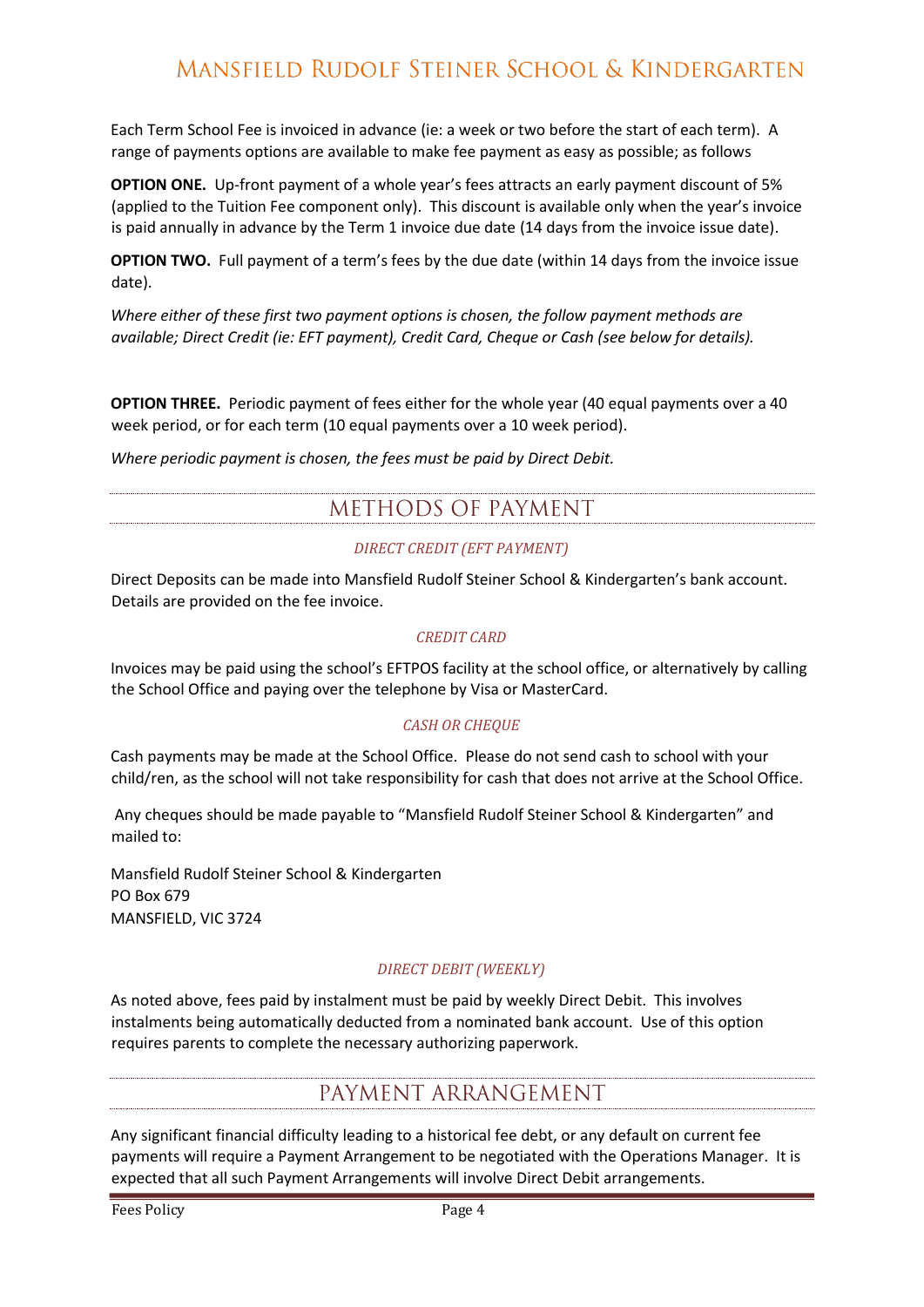Each Term School Fee is invoiced in advance (ie: a week or two before the start of each term). A range of payments options are available to make fee payment as easy as possible; as follows

**OPTION ONE.** Up-front payment of a whole year's fees attracts an early payment discount of 5% (applied to the Tuition Fee component only). This discount is available only when the year's invoice is paid annually in advance by the Term 1 invoice due date (14 days from the invoice issue date).

**OPTION TWO.** Full payment of a term's fees by the due date (within 14 days from the invoice issue date).

*Where either of these first two payment options is chosen, the follow payment methods are available; Direct Credit (ie: EFT payment), Credit Card, Cheque or Cash (see below for details).*

**OPTION THREE.** Periodic payment of fees either for the whole year (40 equal payments over a 40 week period, or for each term (10 equal payments over a 10 week period).

*Where periodic payment is chosen, the fees must be paid by Direct Debit.*

## METHODS OF PAYMENT

### *DIRECT CREDIT (EFT PAYMENT)*

Direct Deposits can be made into Mansfield Rudolf Steiner School & Kindergarten's bank account. Details are provided on the fee invoice.

### *CREDIT CARD*

Invoices may be paid using the school's EFTPOS facility at the school office, or alternatively by calling the School Office and paying over the telephone by Visa or MasterCard.

### *CASH OR CHEQUE*

Cash payments may be made at the School Office. Please do not send cash to school with your child/ren, as the school will not take responsibility for cash that does not arrive at the School Office.

Any cheques should be made payable to "Mansfield Rudolf Steiner School & Kindergarten" and mailed to:

Mansfield Rudolf Steiner School & Kindergarten
PO Box 679
MANSFIELD, VIC 3724

### *DIRECT DEBIT (WEEKLY)*

As noted above, fees paid by instalment must be paid by weekly Direct Debit. This involves instalments being automatically deducted from a nominated bank account. Use of this option requires parents to complete the necessary authorizing paperwork.

## PAYMENT ARRANGEMENT

Any significant financial difficulty leading to a historical fee debt, or any default on current fee payments will require a Payment Arrangement to be negotiated with the Operations Manager. It is expected that all such Payment Arrangements will involve Direct Debit arrangements.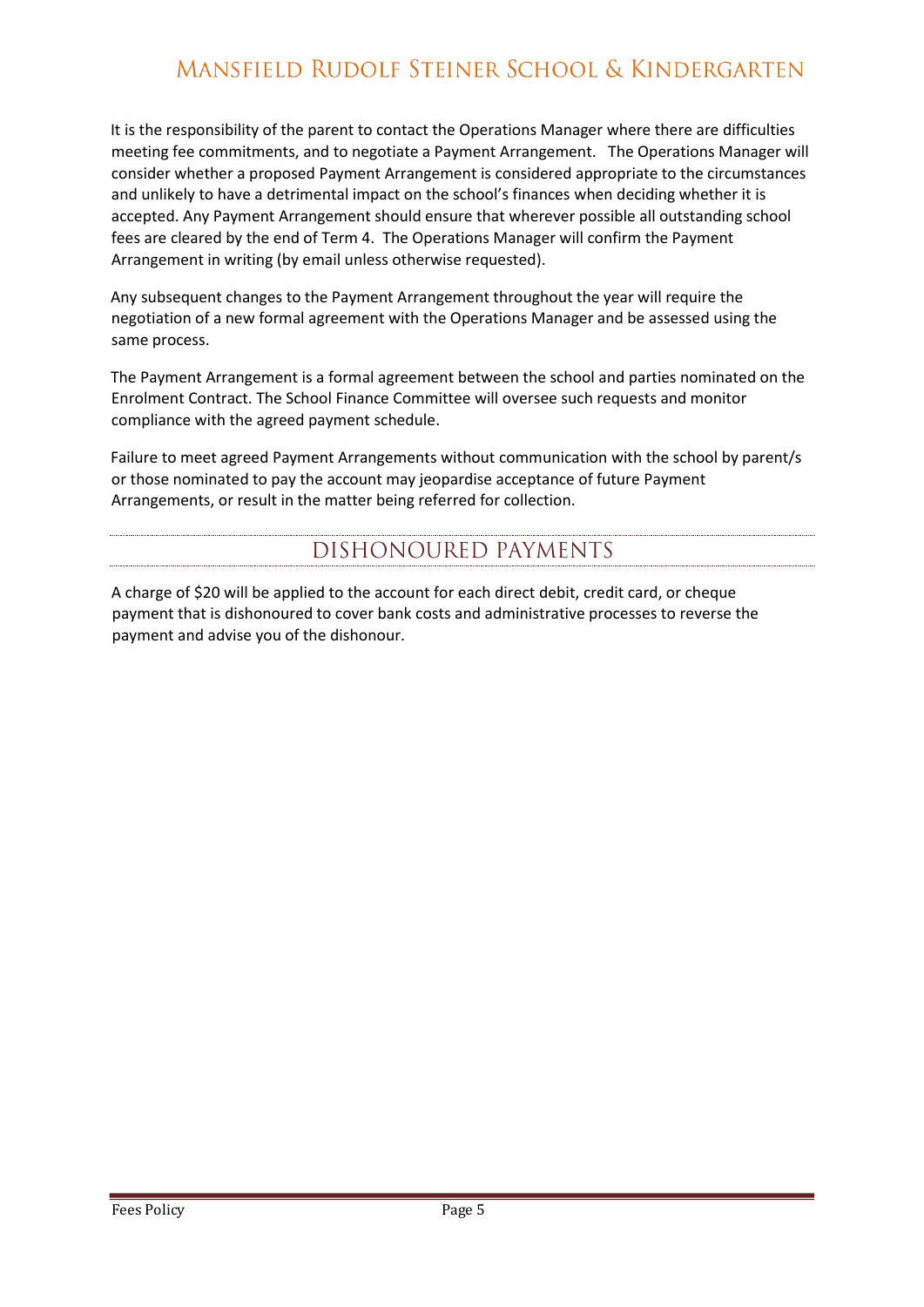It is the responsibility of the parent to contact the Operations Manager where there are difficulties meeting fee commitments, and to negotiate a Payment Arrangement. The Operations Manager will consider whether a proposed Payment Arrangement is considered appropriate to the circumstances and unlikely to have a detrimental impact on the school's finances when deciding whether it is accepted. Any Payment Arrangement should ensure that wherever possible all outstanding school fees are cleared by the end of Term 4. The Operations Manager will confirm the Payment Arrangement in writing (by email unless otherwise requested).

Any subsequent changes to the Payment Arrangement throughout the year will require the negotiation of a new formal agreement with the Operations Manager and be assessed using the same process.

The Payment Arrangement is a formal agreement between the school and parties nominated on the Enrolment Contract. The School Finance Committee will oversee such requests and monitor compliance with the agreed payment schedule.

Failure to meet agreed Payment Arrangements without communication with the school by parent/s or those nominated to pay the account may jeopardise acceptance of future Payment Arrangements, or result in the matter being referred for collection.

## DISHONOURED PAYMENTS

A charge of $20 will be applied to the account for each direct debit, credit card, or cheque payment that is dishonoured to cover bank costs and administrative processes to reverse the payment and advise you of the dishonour.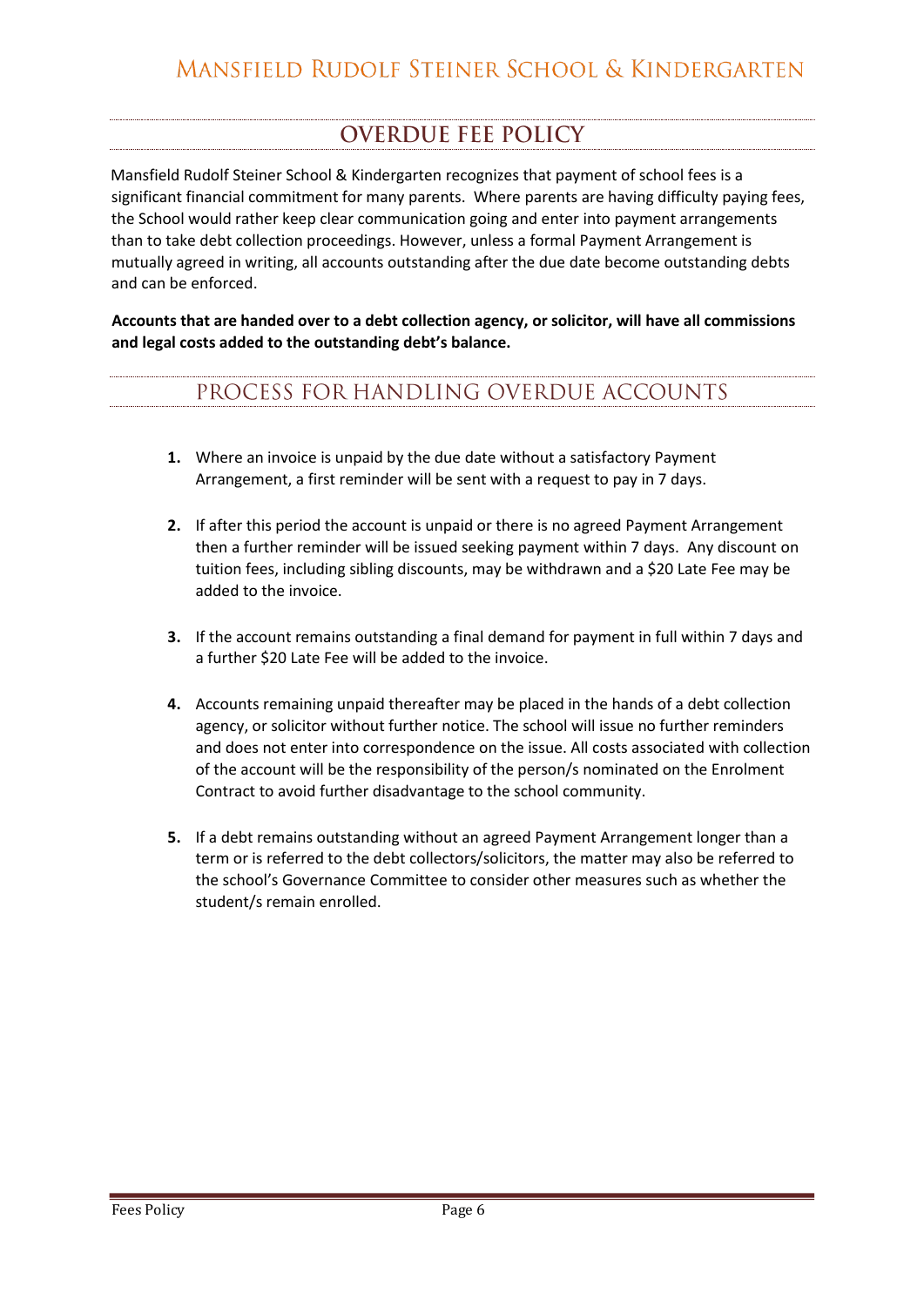# Mansfield Rudolf Steiner School & Kindergarten

## OVERDUE FEE POLICY

Mansfield Rudolf Steiner School & Kindergarten recognizes that payment of school fees is a significant financial commitment for many parents. Where parents are having difficulty paying fees, the School would rather keep clear communication going and enter into payment arrangements than to take debt collection proceedings. However, unless a formal Payment Arrangement is mutually agreed in writing, all accounts outstanding after the due date become outstanding debts and can be enforced.

**Accounts that are handed over to a debt collection agency, or solicitor, will have all commissions and legal costs added to the outstanding debt's balance.**

## PROCESS FOR HANDLING OVERDUE ACCOUNTS

1. Where an invoice is unpaid by the due date without a satisfactory Payment Arrangement, a first reminder will be sent with a request to pay in 7 days.

2. If after this period the account is unpaid or there is no agreed Payment Arrangement then a further reminder will be issued seeking payment within 7 days. Any discount on tuition fees, including sibling discounts, may be withdrawn and a $20 Late Fee may be added to the invoice.

3. If the account remains outstanding a final demand for payment in full within 7 days and a further $20 Late Fee will be added to the invoice.

4. Accounts remaining unpaid thereafter may be placed in the hands of a debt collection agency, or solicitor without further notice. The school will issue no further reminders and does not enter into correspondence on the issue. All costs associated with collection of the account will be the responsibility of the person/s nominated on the Enrolment Contract to avoid further disadvantage to the school community.

5. If a debt remains outstanding without an agreed Payment Arrangement longer than a term or is referred to the debt collectors/solicitors, the matter may also be referred to the school's Governance Committee to consider other measures such as whether the student/s remain enrolled.